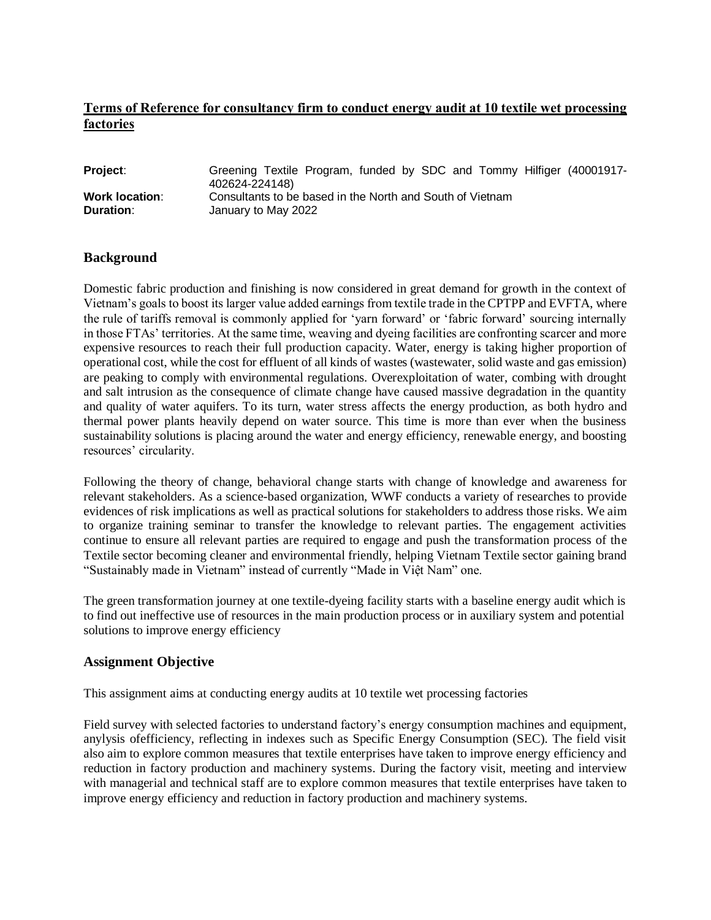# Terms of Reference for consultancy firm to conduct energy audit at 10 textile wet processing factories

**Project**: Greening Textile Program, funded by SDC and Tommy Hilfiger (40001917-402624-224148)
**Work location**: Consultants to be based in the North and South of Vietnam
**Duration**: January to May 2022

## Background

Domestic fabric production and finishing is now considered in great demand for growth in the context of Vietnam's goals to boost its larger value added earnings from textile trade in the CPTPP and EVFTA, where the rule of tariffs removal is commonly applied for 'yarn forward' or 'fabric forward' sourcing internally in those FTAs' territories. At the same time, weaving and dyeing facilities are confronting scarcer and more expensive resources to reach their full production capacity. Water, energy is taking higher proportion of operational cost, while the cost for effluent of all kinds of wastes (wastewater, solid waste and gas emission) are peaking to comply with environmental regulations. Overexploitation of water, combing with drought and salt intrusion as the consequence of climate change have caused massive degradation in the quantity and quality of water aquifers. To its turn, water stress affects the energy production, as both hydro and thermal power plants heavily depend on water source. This time is more than ever when the business sustainability solutions is placing around the water and energy efficiency, renewable energy, and boosting resources' circularity.

Following the theory of change, behavioral change starts with change of knowledge and awareness for relevant stakeholders. As a science-based organization, WWF conducts a variety of researches to provide evidences of risk implications as well as practical solutions for stakeholders to address those risks. We aim to organize training seminar to transfer the knowledge to relevant parties. The engagement activities continue to ensure all relevant parties are required to engage and push the transformation process of the Textile sector becoming cleaner and environmental friendly, helping Vietnam Textile sector gaining brand "Sustainably made in Vietnam" instead of currently "Made in Việt Nam" one.

The green transformation journey at one textile-dyeing facility starts with a baseline energy audit which is to find out ineffective use of resources in the main production process or in auxiliary system and potential solutions to improve energy efficiency

## Assignment Objective

This assignment aims at conducting energy audits at 10 textile wet processing factories

Field survey with selected factories to understand factory's energy consumption machines and equipment, anylysis ofefficiency, reflecting in indexes such as Specific Energy Consumption (SEC). The field visit also aim to explore common measures that textile enterprises have taken to improve energy efficiency and reduction in factory production and machinery systems. During the factory visit, meeting and interview with managerial and technical staff are to explore common measures that textile enterprises have taken to improve energy efficiency and reduction in factory production and machinery systems.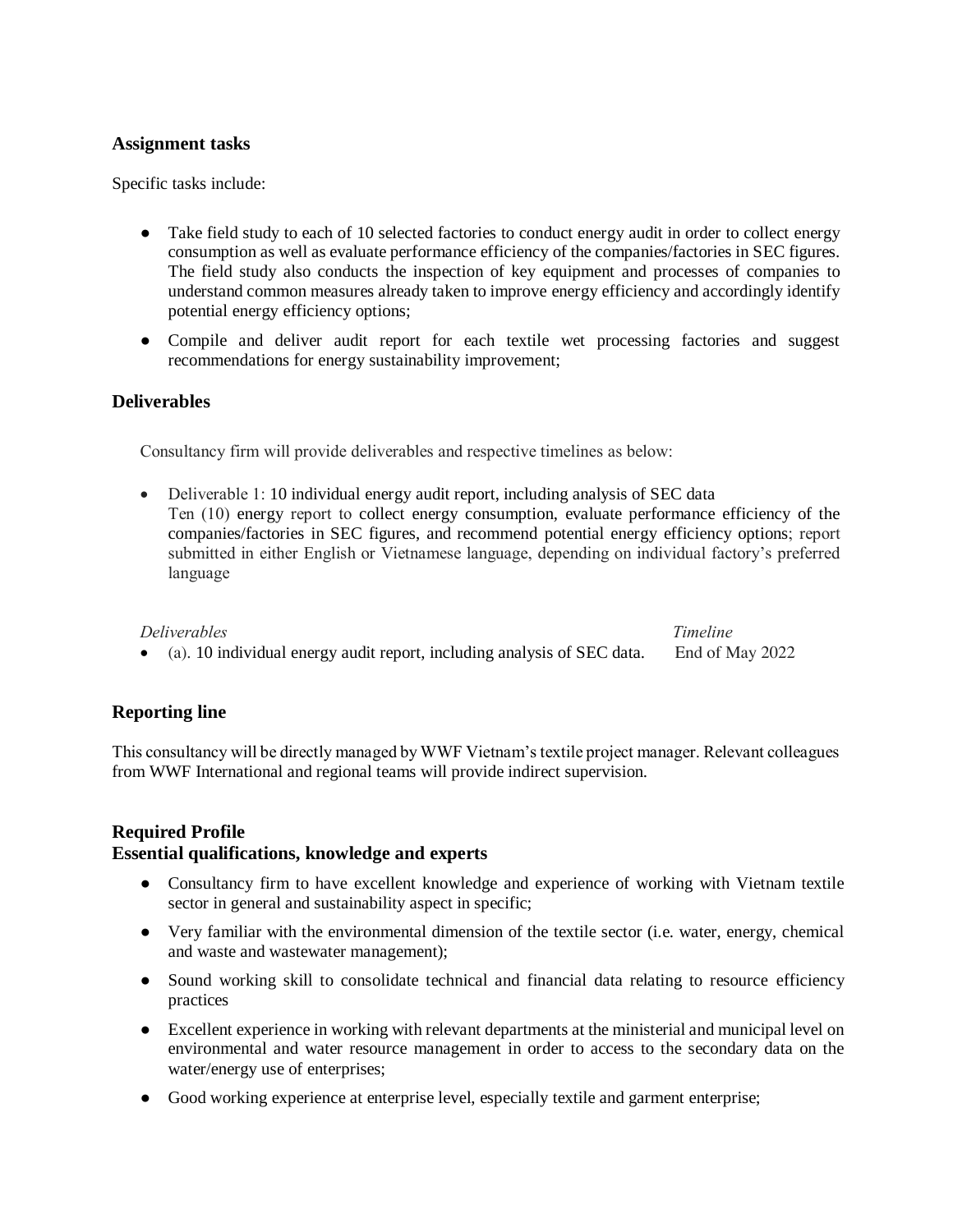## Assignment tasks

Specific tasks include:

- Take field study to each of 10 selected factories to conduct energy audit in order to collect energy consumption as well as evaluate performance efficiency of the companies/factories in SEC figures. The field study also conducts the inspection of key equipment and processes of companies to understand common measures already taken to improve energy efficiency and accordingly identify potential energy efficiency options;
- Compile and deliver audit report for each textile wet processing factories and suggest recommendations for energy sustainability improvement;

## Deliverables

Consultancy firm will provide deliverables and respective timelines as below:

- Deliverable 1: 10 individual energy audit report, including analysis of SEC data
  Ten (10) energy report to collect energy consumption, evaluate performance efficiency of the companies/factories in SEC figures, and recommend potential energy efficiency options; report submitted in either English or Vietnamese language, depending on individual factory's preferred language

| *Deliverables* | *Timeline* |
| --- | --- |
| (a). 10 individual energy audit report, including analysis of SEC data. | End of May 2022 |

## Reporting line

This consultancy will be directly managed by WWF Vietnam's textile project manager. Relevant colleagues from WWF International and regional teams will provide indirect supervision.

## Required Profile

## Essential qualifications, knowledge and experts

- Consultancy firm to have excellent knowledge and experience of working with Vietnam textile sector in general and sustainability aspect in specific;
- Very familiar with the environmental dimension of the textile sector (i.e. water, energy, chemical and waste and wastewater management);
- Sound working skill to consolidate technical and financial data relating to resource efficiency practices
- Excellent experience in working with relevant departments at the ministerial and municipal level on environmental and water resource management in order to access to the secondary data on the water/energy use of enterprises;
- Good working experience at enterprise level, especially textile and garment enterprise;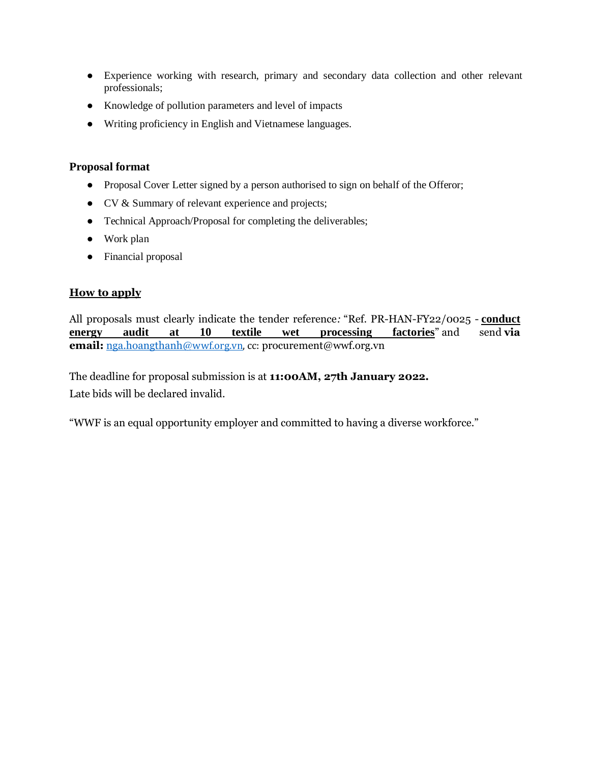- Experience working with research, primary and secondary data collection and other relevant professionals;
- Knowledge of pollution parameters and level of impacts
- Writing proficiency in English and Vietnamese languages.

### Proposal format

- Proposal Cover Letter signed by a person authorised to sign on behalf of the Offeror;
- CV & Summary of relevant experience and projects;
- Technical Approach/Proposal for completing the deliverables;
- Work plan
- Financial proposal

### How to apply

All proposals must clearly indicate the tender reference*:* "Ref. PR-HAN-FY22/0025 - **conduct energy audit at 10 textile wet processing factories**" and send **via email:** nga.hoangthanh@wwf.org.vn, cc: procurement@wwf.org.vn

The deadline for proposal submission is at **11:00AM, 27th January 2022.**
Late bids will be declared invalid.

"WWF is an equal opportunity employer and committed to having a diverse workforce."